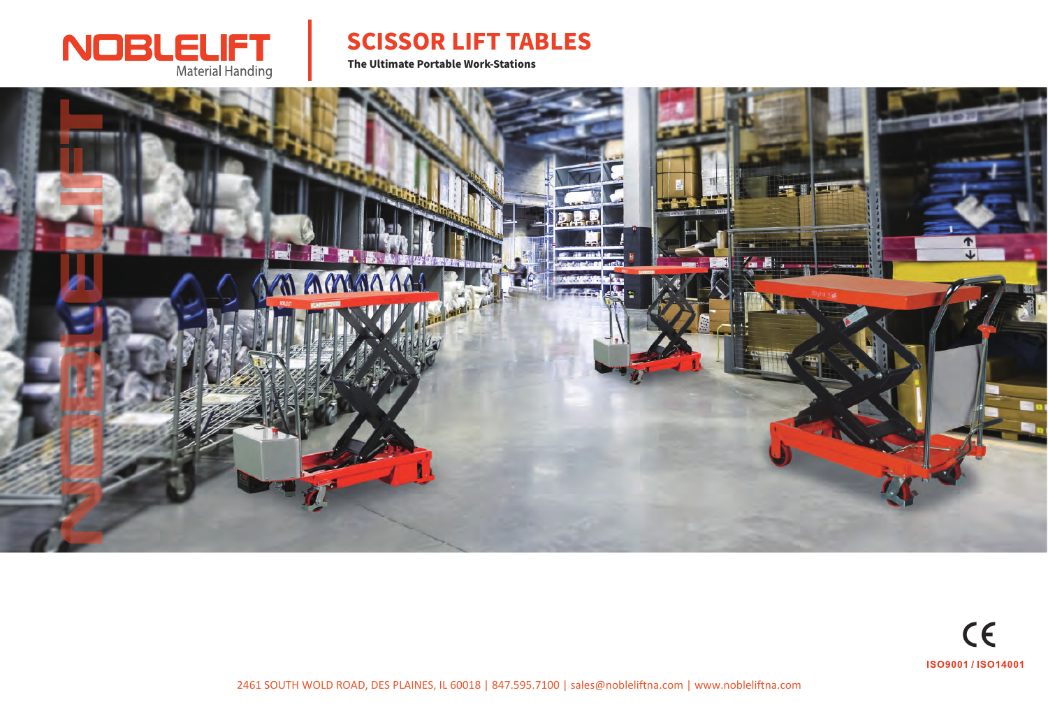NOBLELIFT
Material Handing

# SCISSOR LIFT TABLES

**The Ultimate Portable Work-Stations**

CE

ISO9001 / ISO14001

2461 SOUTH WOLD ROAD, DES PLAINES, IL 60018 | 847.595.7100 | sales@nobleliftna.com | www.nobleliftna.com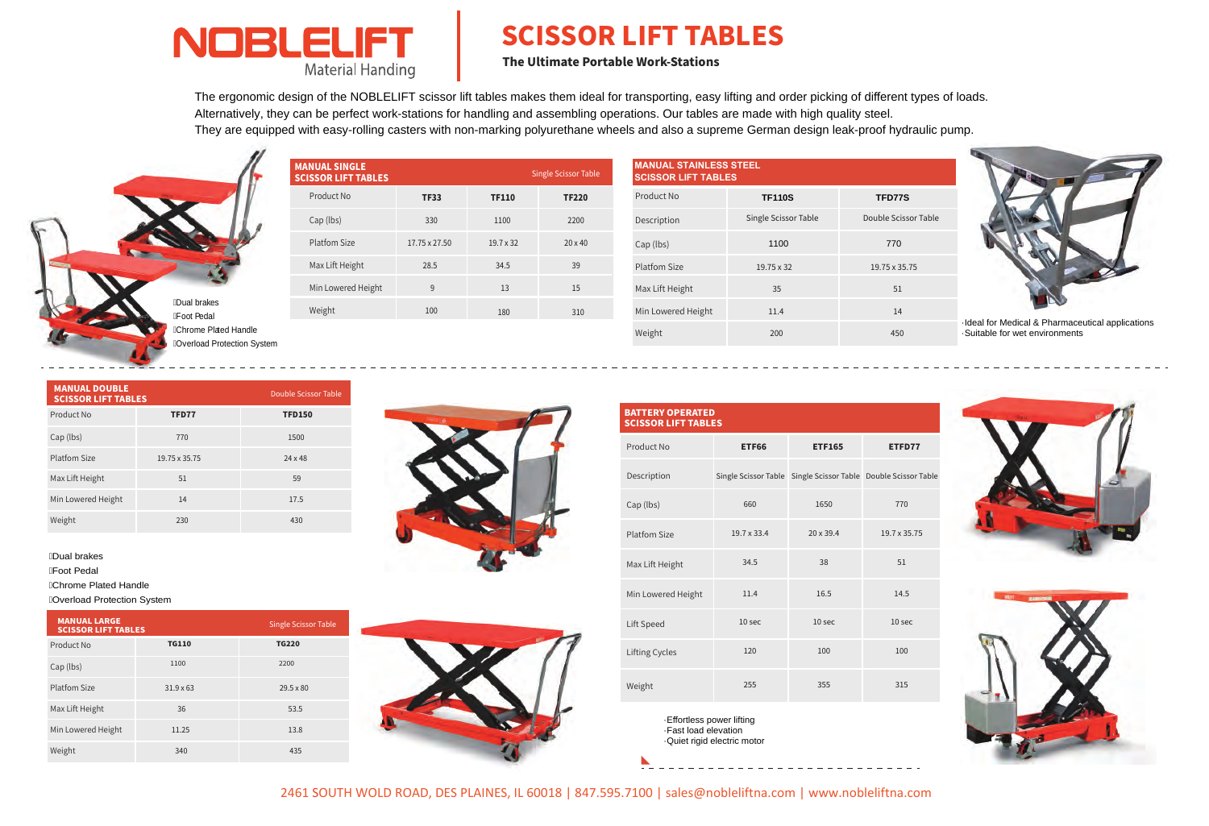# NOBLELIFT
Material Handing

# SCISSOR LIFT TABLES

**The Ultimate Portable Work-Stations**

The ergonomic design of the NOBLELIFT scissor lift tables makes them ideal for transporting, easy lifting and order picking of different types of loads. Alternatively, they can be perfect work-stations for handling and assembling operations. Our tables are made with high quality steel. They are equipped with easy-rolling casters with non-marking polyurethane wheels and also a supreme German design leak-proof hydraulic pump.

- Dual brakes
- Foot Pedal
- Chrome Plated Handle
- Overload Protection System

## MANUAL SINGLE SCISSOR LIFT TABLES

Single Scissor Table

| Product No | TF33 | TF110 | TF220 |
|---|---|---|---|
| Cap (lbs) | 330 | 1100 | 2200 |
| Platfom Size | 17.75 x 27.50 | 19.7 x 32 | 20 x 40 |
| Max Lift Height | 28.5 | 34.5 | 39 |
| Min Lowered Height | 9 | 13 | 15 |
| Weight | 100 | 180 | 310 |

## MANUAL STAINLESS STEEL SCISSOR LIFT TABLES

| Product No | TF110S | TFD77S |
|---|---|---|
| Description | Single Scissor Table | Double Scissor Table |
| Cap (lbs) | 1100 | 770 |
| Platfom Size | 19.75 x 32 | 19.75 x 35.75 |
| Max Lift Height | 35 | 51 |
| Min Lowered Height | 11.4 | 14 |
| Weight | 200 | 450 |

- Ideal for Medical & Pharmaceutical applications
- Suitable for wet environments

## MANUAL DOUBLE SCISSOR LIFT TABLES

Double Scissor Table

| Product No | TFD77 | TFD150 |
|---|---|---|
| Cap (lbs) | 770 | 1500 |
| Platfom Size | 19.75 x 35.75 | 24 x 48 |
| Max Lift Height | 51 | 59 |
| Min Lowered Height | 14 | 17.5 |
| Weight | 230 | 430 |

- Dual brakes
- Foot Pedal
- Chrome Plated Handle
- Overload Protection System

## MANUAL LARGE SCISSOR LIFT TABLES

Single Scissor Table

| Product No | TG110 | TG220 |
|---|---|---|
| Cap (lbs) | 1100 | 2200 |
| Platfom Size | 31.9 x 63 | 29.5 x 80 |
| Max Lift Height | 36 | 53.5 |
| Min Lowered Height | 11.25 | 13.8 |
| Weight | 340 | 435 |

## BATTERY OPERATED SCISSOR LIFT TABLES

| Product No | ETF66 | ETF165 | ETFD77 |
|---|---|---|---|
| Description | Single Scissor Table | Single Scissor Table | Double Scissor Table |
| Cap (lbs) | 660 | 1650 | 770 |
| Platfom Size | 19.7 x 33.4 | 20 x 39.4 | 19.7 x 35.75 |
| Max Lift Height | 34.5 | 38 | 51 |
| Min Lowered Height | 11.4 | 16.5 | 14.5 |
| Lift Speed | 10 sec | 10 sec | 10 sec |
| Lifting Cycles | 120 | 100 | 100 |
| Weight | 255 | 355 | 315 |

- Effortless power lifting
- Fast load elevation
- Quiet rigid electric motor

2461 SOUTH WOLD ROAD, DES PLAINES, IL 60018 | 847.595.7100 | sales@nobleliftna.com | www.nobleliftna.com